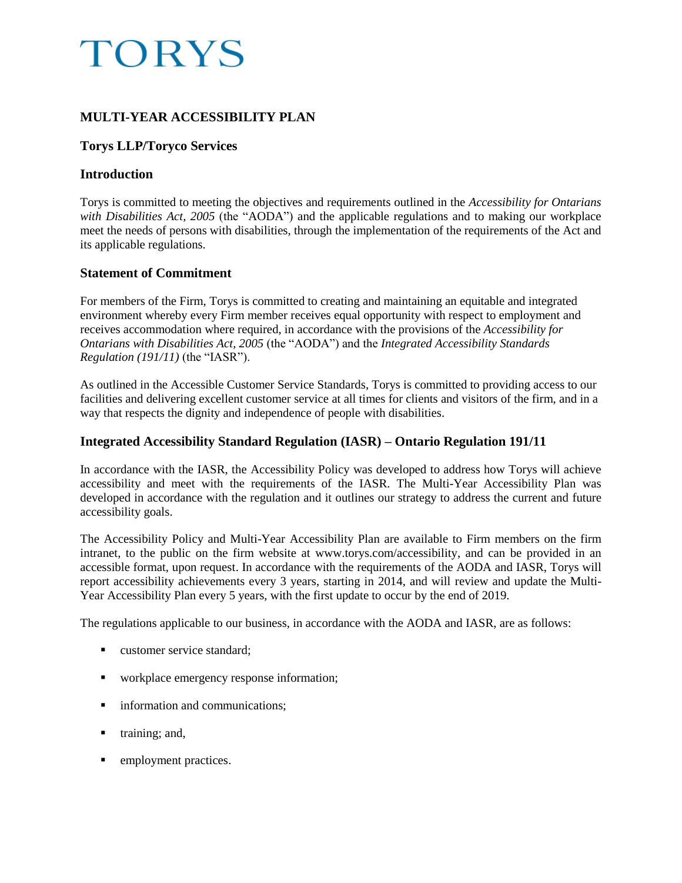# TORYS

## MULTI-YEAR ACCESSIBILITY PLAN

### Torys LLP/Toryco Services

### Introduction

Torys is committed to meeting the objectives and requirements outlined in the *Accessibility for Ontarians with Disabilities Act, 2005* (the "AODA") and the applicable regulations and to making our workplace meet the needs of persons with disabilities, through the implementation of the requirements of the Act and its applicable regulations.

### Statement of Commitment

For members of the Firm, Torys is committed to creating and maintaining an equitable and integrated environment whereby every Firm member receives equal opportunity with respect to employment and receives accommodation where required, in accordance with the provisions of the *Accessibility for Ontarians with Disabilities Act, 2005* (the "AODA") and the *Integrated Accessibility Standards Regulation (191/11)* (the "IASR").

As outlined in the Accessible Customer Service Standards, Torys is committed to providing access to our facilities and delivering excellent customer service at all times for clients and visitors of the firm, and in a way that respects the dignity and independence of people with disabilities.

### Integrated Accessibility Standard Regulation (IASR) – Ontario Regulation 191/11

In accordance with the IASR, the Accessibility Policy was developed to address how Torys will achieve accessibility and meet with the requirements of the IASR. The Multi-Year Accessibility Plan was developed in accordance with the regulation and it outlines our strategy to address the current and future accessibility goals.

The Accessibility Policy and Multi-Year Accessibility Plan are available to Firm members on the firm intranet, to the public on the firm website at www.torys.com/accessibility, and can be provided in an accessible format, upon request. In accordance with the requirements of the AODA and IASR, Torys will report accessibility achievements every 3 years, starting in 2014, and will review and update the Multi-Year Accessibility Plan every 5 years, with the first update to occur by the end of 2019.

The regulations applicable to our business, in accordance with the AODA and IASR, are as follows:

- customer service standard;
- workplace emergency response information;
- information and communications;
- training; and,
- employment practices.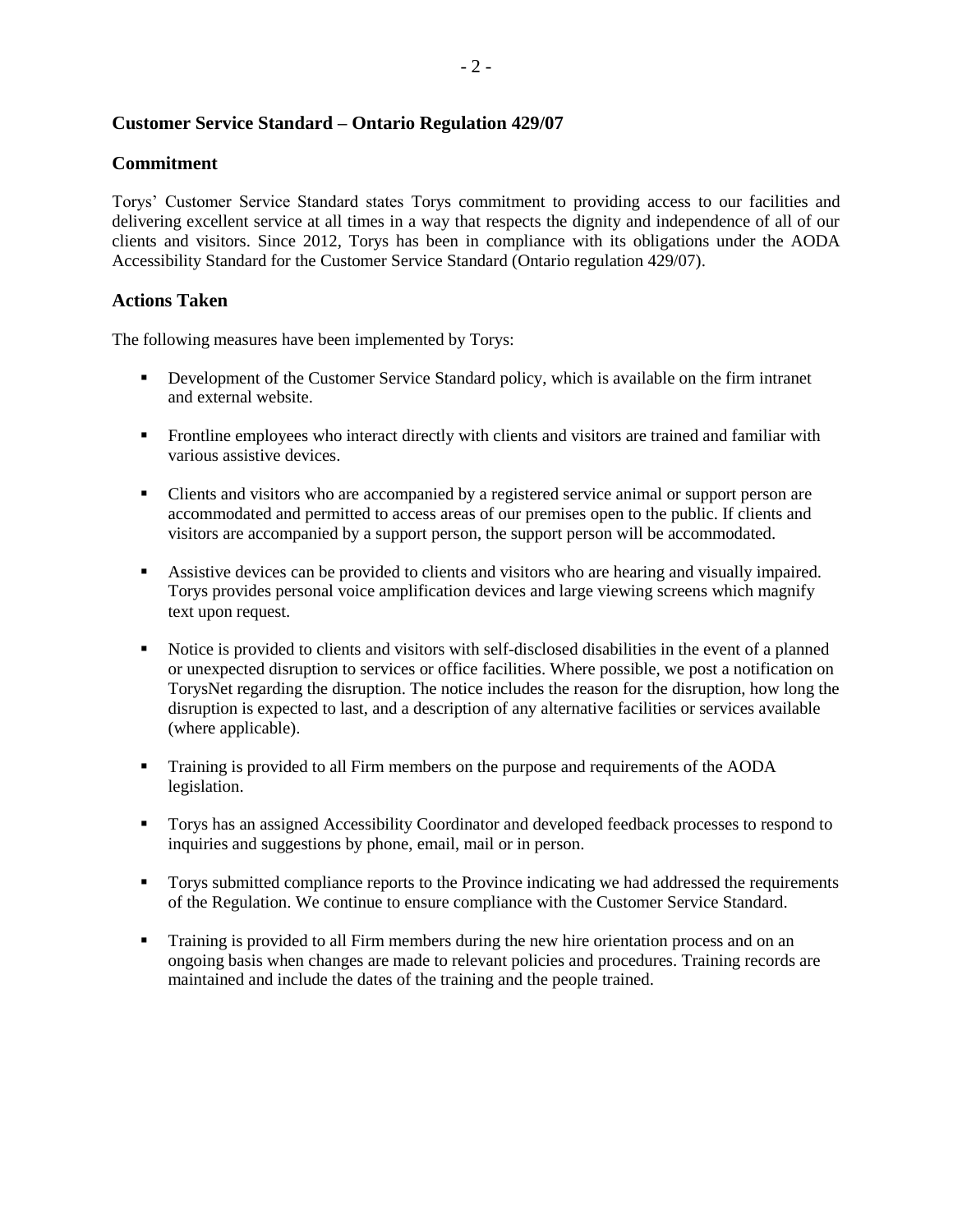## Customer Service Standard – Ontario Regulation 429/07

### Commitment

Torys' Customer Service Standard states Torys commitment to providing access to our facilities and delivering excellent service at all times in a way that respects the dignity and independence of all of our clients and visitors. Since 2012, Torys has been in compliance with its obligations under the AODA Accessibility Standard for the Customer Service Standard (Ontario regulation 429/07).

### Actions Taken

The following measures have been implemented by Torys:

- Development of the Customer Service Standard policy, which is available on the firm intranet and external website.
- Frontline employees who interact directly with clients and visitors are trained and familiar with various assistive devices.
- Clients and visitors who are accompanied by a registered service animal or support person are accommodated and permitted to access areas of our premises open to the public. If clients and visitors are accompanied by a support person, the support person will be accommodated.
- Assistive devices can be provided to clients and visitors who are hearing and visually impaired. Torys provides personal voice amplification devices and large viewing screens which magnify text upon request.
- Notice is provided to clients and visitors with self-disclosed disabilities in the event of a planned or unexpected disruption to services or office facilities. Where possible, we post a notification on TorysNet regarding the disruption. The notice includes the reason for the disruption, how long the disruption is expected to last, and a description of any alternative facilities or services available (where applicable).
- Training is provided to all Firm members on the purpose and requirements of the AODA legislation.
- Torys has an assigned Accessibility Coordinator and developed feedback processes to respond to inquiries and suggestions by phone, email, mail or in person.
- Torys submitted compliance reports to the Province indicating we had addressed the requirements of the Regulation. We continue to ensure compliance with the Customer Service Standard.
- Training is provided to all Firm members during the new hire orientation process and on an ongoing basis when changes are made to relevant policies and procedures. Training records are maintained and include the dates of the training and the people trained.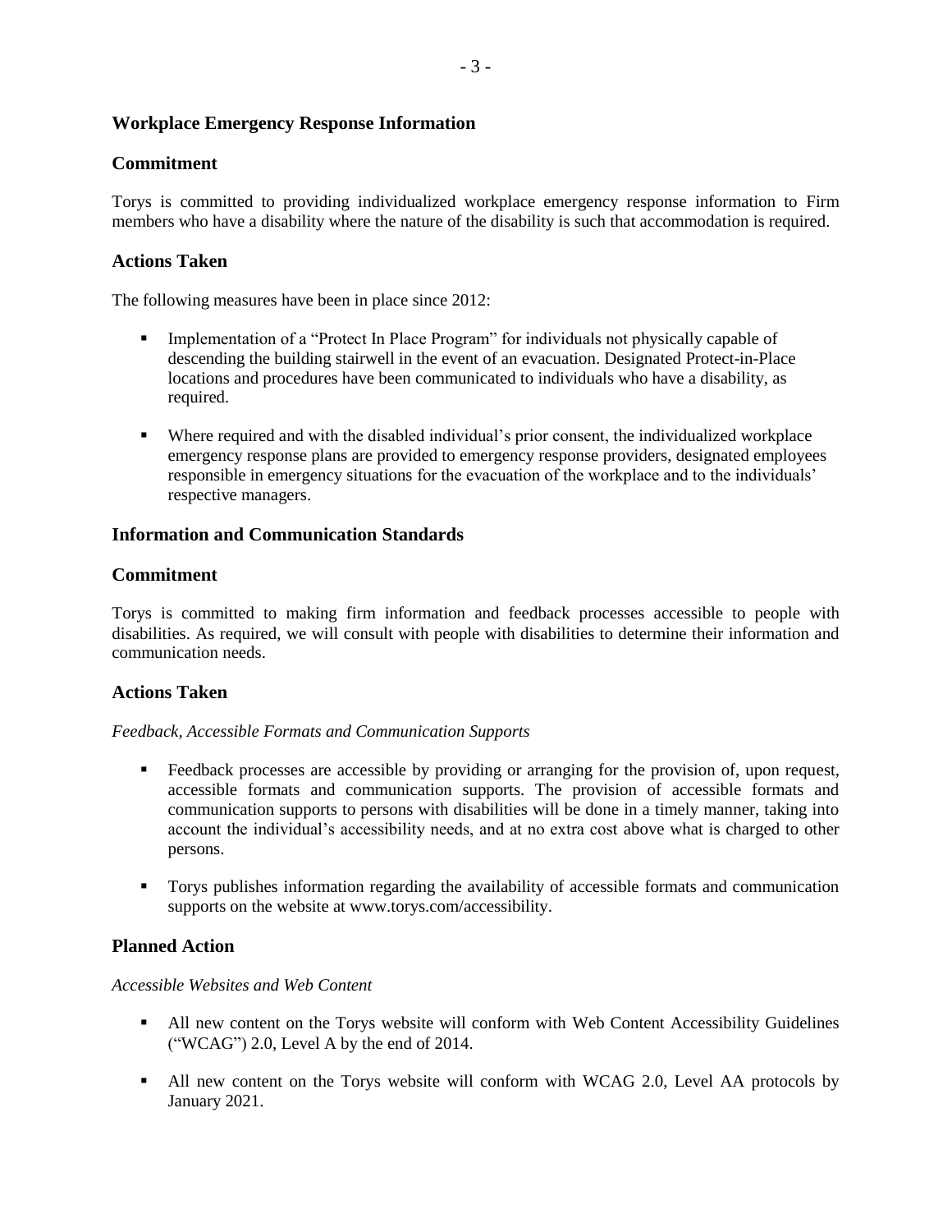## Workplace Emergency Response Information

### Commitment

Torys is committed to providing individualized workplace emergency response information to Firm members who have a disability where the nature of the disability is such that accommodation is required.

### Actions Taken

The following measures have been in place since 2012:

- Implementation of a "Protect In Place Program" for individuals not physically capable of descending the building stairwell in the event of an evacuation. Designated Protect-in-Place locations and procedures have been communicated to individuals who have a disability, as required.
- Where required and with the disabled individual's prior consent, the individualized workplace emergency response plans are provided to emergency response providers, designated employees responsible in emergency situations for the evacuation of the workplace and to the individuals' respective managers.

## Information and Communication Standards

### Commitment

Torys is committed to making firm information and feedback processes accessible to people with disabilities. As required, we will consult with people with disabilities to determine their information and communication needs.

### Actions Taken

*Feedback, Accessible Formats and Communication Supports*

- Feedback processes are accessible by providing or arranging for the provision of, upon request, accessible formats and communication supports. The provision of accessible formats and communication supports to persons with disabilities will be done in a timely manner, taking into account the individual's accessibility needs, and at no extra cost above what is charged to other persons.
- Torys publishes information regarding the availability of accessible formats and communication supports on the website at www.torys.com/accessibility.

### Planned Action

*Accessible Websites and Web Content*

- All new content on the Torys website will conform with Web Content Accessibility Guidelines ("WCAG") 2.0, Level A by the end of 2014.
- All new content on the Torys website will conform with WCAG 2.0, Level AA protocols by January 2021.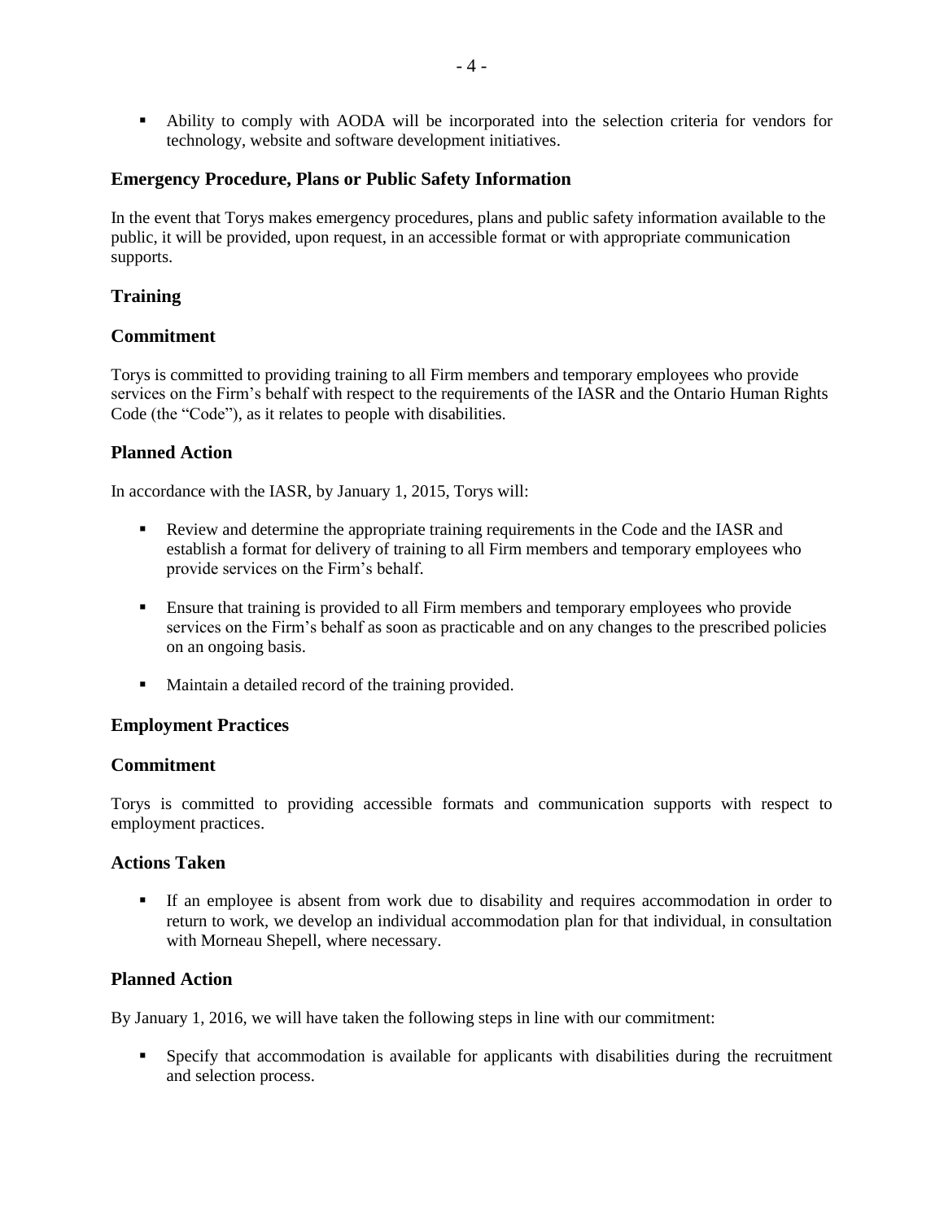- Ability to comply with AODA will be incorporated into the selection criteria for vendors for technology, website and software development initiatives.

## Emergency Procedure, Plans or Public Safety Information

In the event that Torys makes emergency procedures, plans and public safety information available to the public, it will be provided, upon request, in an accessible format or with appropriate communication supports.

## Training

## Commitment

Torys is committed to providing training to all Firm members and temporary employees who provide services on the Firm's behalf with respect to the requirements of the IASR and the Ontario Human Rights Code (the "Code"), as it relates to people with disabilities.

## Planned Action

In accordance with the IASR, by January 1, 2015, Torys will:

- Review and determine the appropriate training requirements in the Code and the IASR and establish a format for delivery of training to all Firm members and temporary employees who provide services on the Firm's behalf.
- Ensure that training is provided to all Firm members and temporary employees who provide services on the Firm's behalf as soon as practicable and on any changes to the prescribed policies on an ongoing basis.
- Maintain a detailed record of the training provided.

## Employment Practices

## Commitment

Torys is committed to providing accessible formats and communication supports with respect to employment practices.

## Actions Taken

- If an employee is absent from work due to disability and requires accommodation in order to return to work, we develop an individual accommodation plan for that individual, in consultation with Morneau Shepell, where necessary.

## Planned Action

By January 1, 2016, we will have taken the following steps in line with our commitment:

- Specify that accommodation is available for applicants with disabilities during the recruitment and selection process.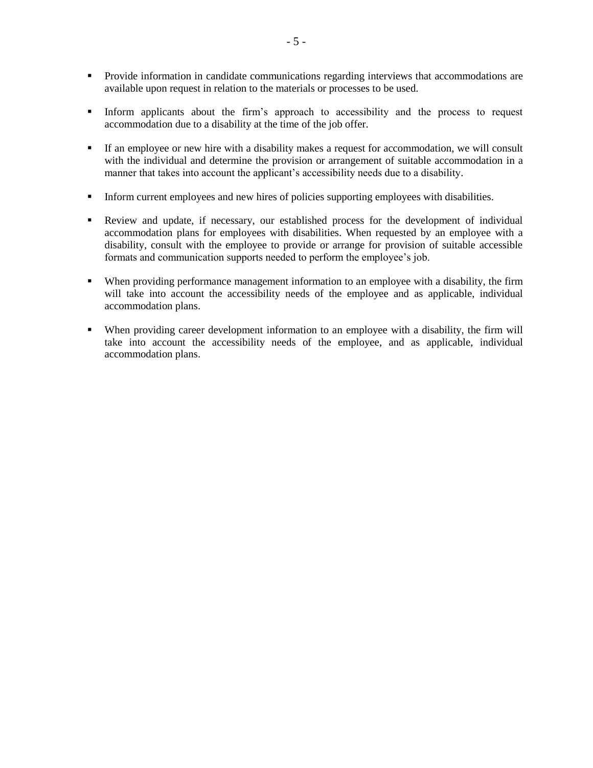- Provide information in candidate communications regarding interviews that accommodations are available upon request in relation to the materials or processes to be used.

- Inform applicants about the firm's approach to accessibility and the process to request accommodation due to a disability at the time of the job offer.

- If an employee or new hire with a disability makes a request for accommodation, we will consult with the individual and determine the provision or arrangement of suitable accommodation in a manner that takes into account the applicant's accessibility needs due to a disability.

- Inform current employees and new hires of policies supporting employees with disabilities.

- Review and update, if necessary, our established process for the development of individual accommodation plans for employees with disabilities. When requested by an employee with a disability, consult with the employee to provide or arrange for provision of suitable accessible formats and communication supports needed to perform the employee's job.

- When providing performance management information to an employee with a disability, the firm will take into account the accessibility needs of the employee and as applicable, individual accommodation plans.

- When providing career development information to an employee with a disability, the firm will take into account the accessibility needs of the employee, and as applicable, individual accommodation plans.